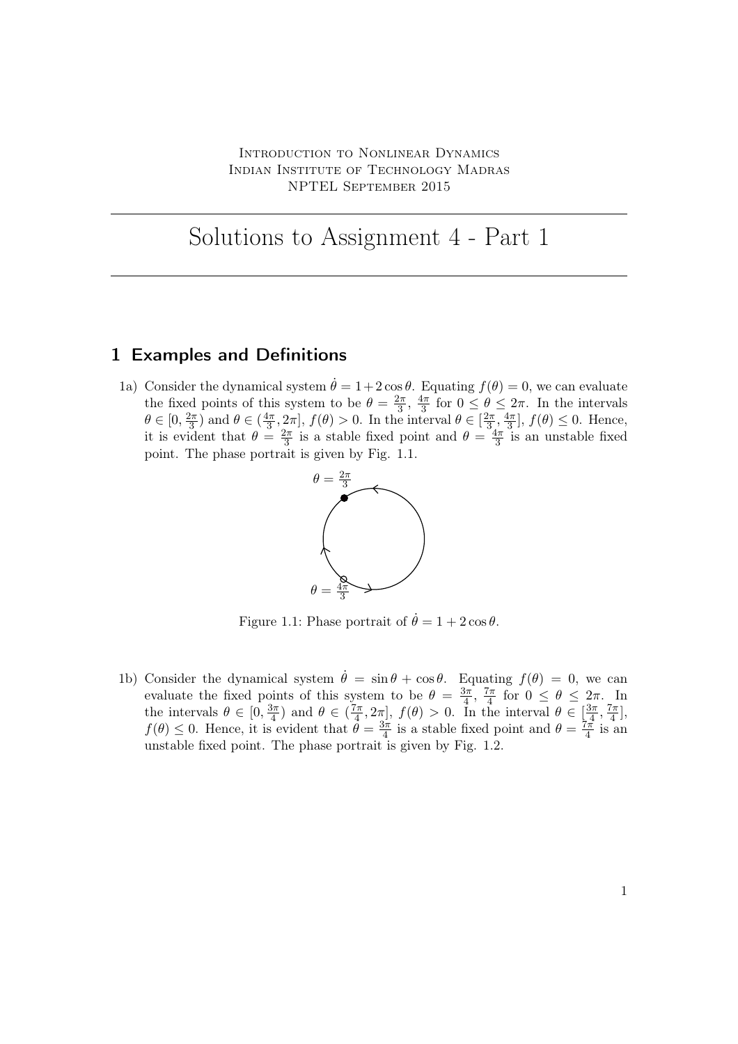Introduction to Nonlinear Dynamics
Indian Institute of Technology Madras
NPTEL September 2015

# Solutions to Assignment 4 - Part 1

## 1 Examples and Definitions

1a) Consider the dynamical system $\dot{\theta} = 1+2\cos\theta$. Equating $f(\theta) = 0$, we can evaluate the fixed points of this system to be $\theta = \frac{2\pi}{3}$, $\frac{4\pi}{3}$ for $0 \leq \theta \leq 2\pi$. In the intervals $\theta \in [0, \frac{2\pi}{3})$ and $\theta \in (\frac{4\pi}{3}, 2\pi]$, $f(\theta) > 0$. In the interval $\theta \in [\frac{2\pi}{3}, \frac{4\pi}{3}]$, $f(\theta) \leq 0$. Hence, it is evident that $\theta = \frac{2\pi}{3}$ is a stable fixed point and $\theta = \frac{4\pi}{3}$ is an unstable fixed point. The phase portrait is given by Fig. 1.1.

Figure 1.1: Phase portrait of $\dot{\theta} = 1 + 2\cos\theta$.

1b) Consider the dynamical system $\dot{\theta} = \sin\theta + \cos\theta$. Equating $f(\theta) = 0$, we can evaluate the fixed points of this system to be $\theta = \frac{3\pi}{4}$, $\frac{7\pi}{4}$ for $0 \leq \theta \leq 2\pi$. In the intervals $\theta \in [0, \frac{3\pi}{4})$ and $\theta \in (\frac{7\pi}{4}, 2\pi]$, $f(\theta) > 0$. In the interval $\theta \in [\frac{3\pi}{4}, \frac{7\pi}{4}]$, $f(\theta) \leq 0$. Hence, it is evident that $\theta = \frac{3\pi}{4}$ is a stable fixed point and $\theta = \frac{7\pi}{4}$ is an unstable fixed point. The phase portrait is given by Fig. 1.2.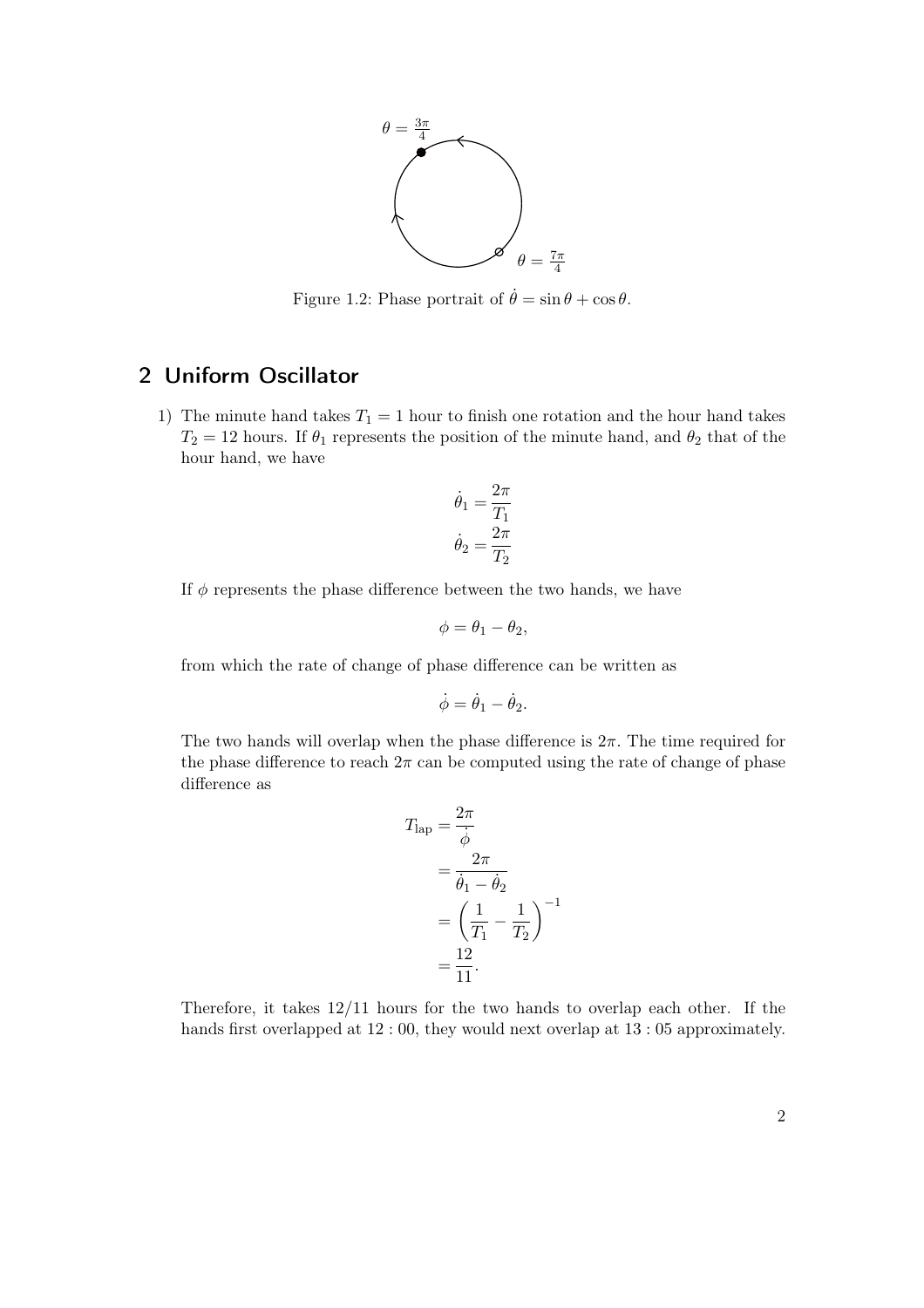$\theta = \frac{3\pi}{4}$

$\theta = \frac{7\pi}{4}$

Figure 1.2: Phase portrait of $\dot{\theta} = \sin\theta + \cos\theta$.

## 2 Uniform Oscillator

1) The minute hand takes $T_1 = 1$ hour to finish one rotation and the hour hand takes $T_2 = 12$ hours. If $\theta_1$ represents the position of the minute hand, and $\theta_2$ that of the hour hand, we have

$$\dot{\theta}_1 = \frac{2\pi}{T_1}$$
$$\dot{\theta}_2 = \frac{2\pi}{T_2}$$

If $\phi$ represents the phase difference between the two hands, we have

$$\phi = \theta_1 - \theta_2,$$

from which the rate of change of phase difference can be written as

$$\dot{\phi} = \dot{\theta}_1 - \dot{\theta}_2.$$

The two hands will overlap when the phase difference is $2\pi$. The time required for the phase difference to reach $2\pi$ can be computed using the rate of change of phase difference as

$$\begin{aligned}
T_{\text{lap}} &= \frac{2\pi}{\dot{\phi}} \\
&= \frac{2\pi}{\dot{\theta}_1 - \dot{\theta}_2} \\
&= \left(\frac{1}{T_1} - \frac{1}{T_2}\right)^{-1} \\
&= \frac{12}{11}.
\end{aligned}$$

Therefore, it takes 12/11 hours for the two hands to overlap each other. If the hands first overlapped at 12 : 00, they would next overlap at 13 : 05 approximately.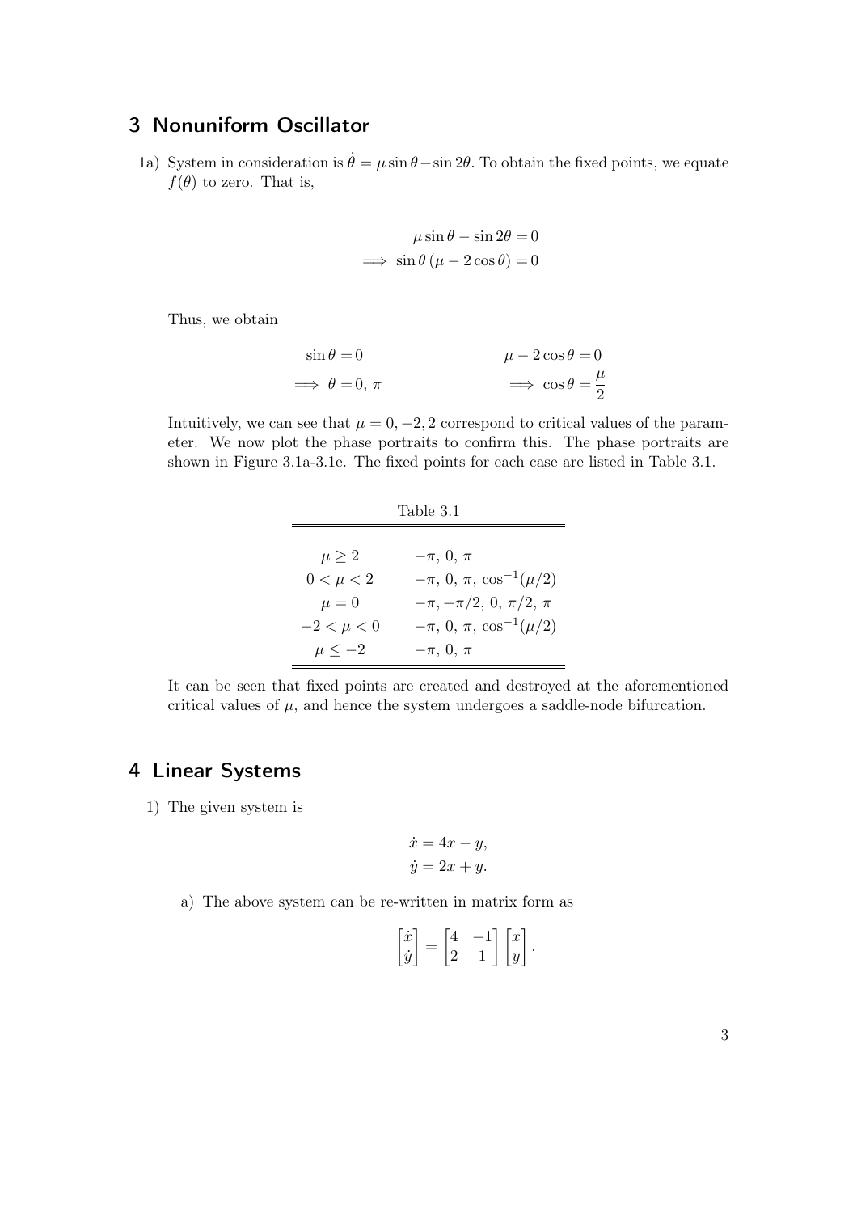## 3 Nonuniform Oscillator

1a) System in consideration is $\dot{\theta} = \mu \sin\theta - \sin 2\theta$. To obtain the fixed points, we equate $f(\theta)$ to zero. That is,

$$
\begin{aligned}
\mu \sin\theta - \sin 2\theta &= 0 \\
\implies \sin\theta \, (\mu - 2\cos\theta) &= 0
\end{aligned}
$$

Thus, we obtain

$$
\begin{aligned}
\sin\theta &= 0 & \qquad \mu - 2\cos\theta &= 0 \\
\implies \theta &= 0, \, \pi & \implies \cos\theta &= \frac{\mu}{2}
\end{aligned}
$$

Intuitively, we can see that $\mu = 0, -2, 2$ correspond to critical values of the parameter. We now plot the phase portraits to confirm this. The phase portraits are shown in Figure 3.1a-3.1e. The fixed points for each case are listed in Table 3.1.

Table 3.1

| | |
|---|---|
| $\mu \geq 2$ | $-\pi, \, 0, \, \pi$ |
| $0 < \mu < 2$ | $-\pi, \, 0, \, \pi, \, \cos^{-1}(\mu/2)$ |
| $\mu = 0$ | $-\pi, -\pi/2, \, 0, \, \pi/2, \, \pi$ |
| $-2 < \mu < 0$ | $-\pi, \, 0, \, \pi, \, \cos^{-1}(\mu/2)$ |
| $\mu \leq -2$ | $-\pi, \, 0, \, \pi$ |

It can be seen that fixed points are created and destroyed at the aforementioned critical values of $\mu$, and hence the system undergoes a saddle-node bifurcation.

## 4 Linear Systems

1) The given system is

$$
\begin{aligned}
\dot{x} &= 4x - y, \\
\dot{y} &= 2x + y.
\end{aligned}
$$

a) The above system can be re-written in matrix form as

$$
\begin{bmatrix} \dot{x} \\ \dot{y} \end{bmatrix} = \begin{bmatrix} 4 & -1 \\ 2 & 1 \end{bmatrix} \begin{bmatrix} x \\ y \end{bmatrix}.
$$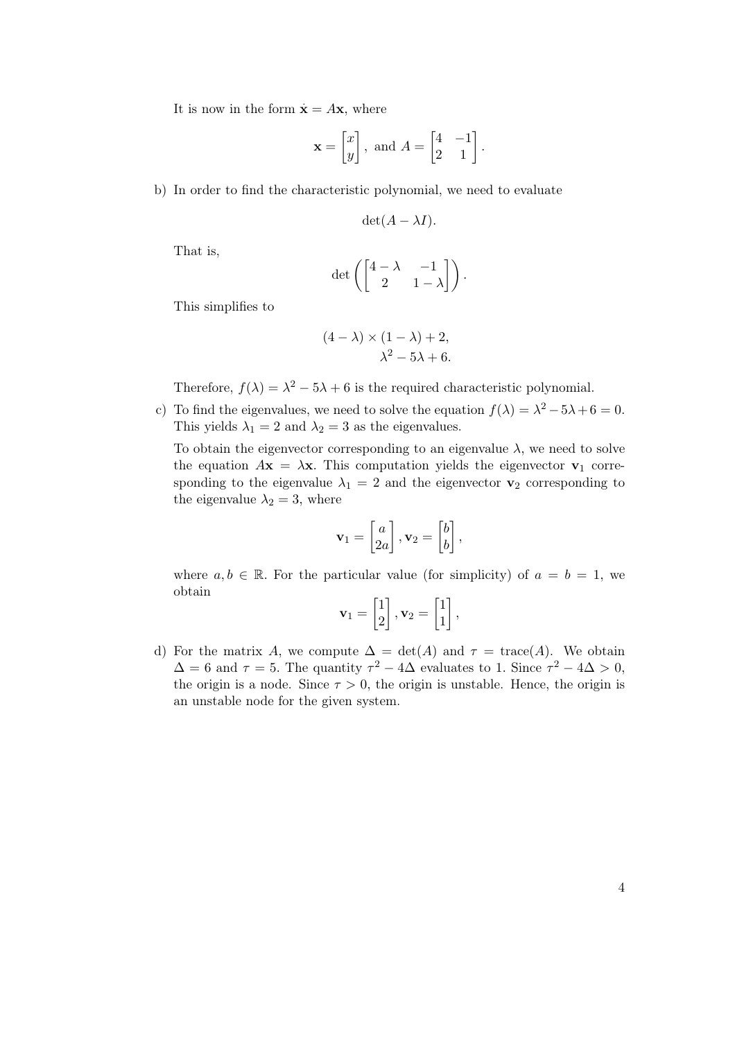It is now in the form $\dot{\mathbf{x}} = A\mathbf{x}$, where

$$\mathbf{x} = \begin{bmatrix} x \\ y \end{bmatrix}, \text{ and } A = \begin{bmatrix} 4 & -1 \\ 2 & 1 \end{bmatrix}.$$

b) In order to find the characteristic polynomial, we need to evaluate

$$\det(A - \lambda I).$$

That is,

$$\det\left(\begin{bmatrix} 4-\lambda & -1 \\ 2 & 1-\lambda \end{bmatrix}\right).$$

This simplifies to

$$(4-\lambda) \times (1-\lambda) + 2,$$
$$\lambda^2 - 5\lambda + 6.$$

Therefore, $f(\lambda) = \lambda^2 - 5\lambda + 6$ is the required characteristic polynomial.

c) To find the eigenvalues, we need to solve the equation $f(\lambda) = \lambda^2 - 5\lambda + 6 = 0$. This yields $\lambda_1 = 2$ and $\lambda_2 = 3$ as the eigenvalues.

To obtain the eigenvector corresponding to an eigenvalue $\lambda$, we need to solve the equation $A\mathbf{x} = \lambda\mathbf{x}$. This computation yields the eigenvector $\mathbf{v}_1$ corresponding to the eigenvalue $\lambda_1 = 2$ and the eigenvector $\mathbf{v}_2$ corresponding to the eigenvalue $\lambda_2 = 3$, where

$$\mathbf{v}_1 = \begin{bmatrix} a \\ 2a \end{bmatrix}, \mathbf{v}_2 = \begin{bmatrix} b \\ b \end{bmatrix},$$

where $a, b \in \mathbb{R}$. For the particular value (for simplicity) of $a = b = 1$, we obtain

$$\mathbf{v}_1 = \begin{bmatrix} 1 \\ 2 \end{bmatrix}, \mathbf{v}_2 = \begin{bmatrix} 1 \\ 1 \end{bmatrix},$$

d) For the matrix $A$, we compute $\Delta = \det(A)$ and $\tau = \text{trace}(A)$. We obtain $\Delta = 6$ and $\tau = 5$. The quantity $\tau^2 - 4\Delta$ evaluates to 1. Since $\tau^2 - 4\Delta > 0$, the origin is a node. Since $\tau > 0$, the origin is unstable. Hence, the origin is an unstable node for the given system.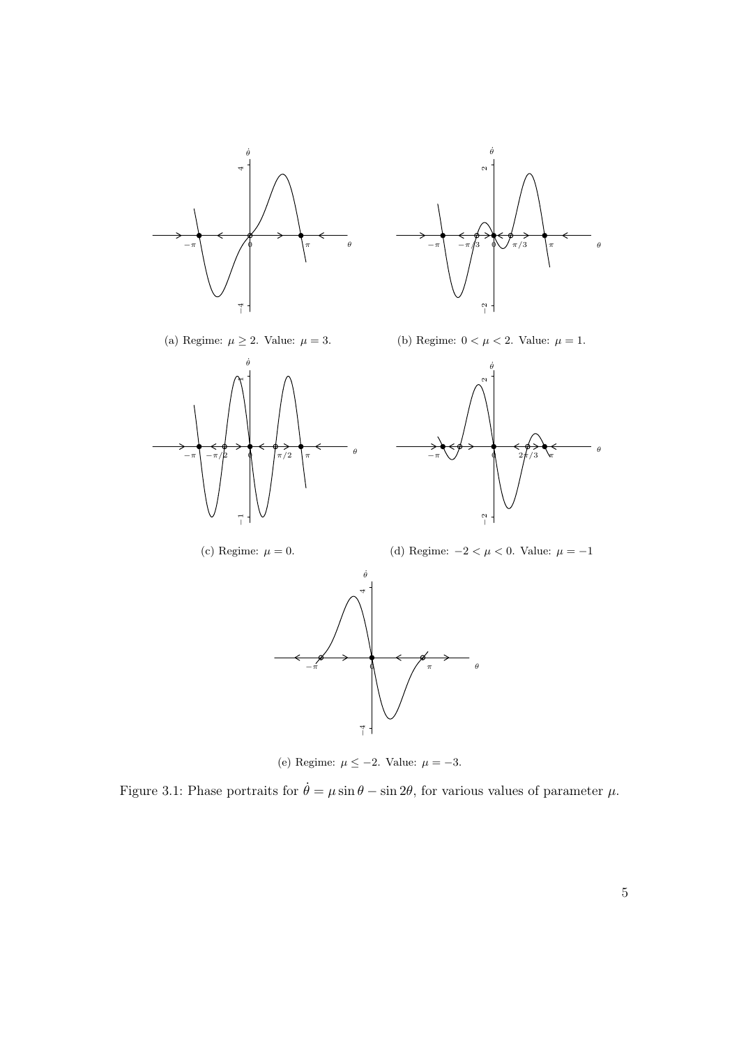$\dot{\theta}$

4

$-4$

$-\pi$ 0 $\pi$ $\theta$

(a) Regime: $\mu \geq 2$. Value: $\mu = 3$.

$\dot{\theta}$

2

$-2$

$-\pi$ $-\pi/3$ 0 $\pi/3$ $\pi$ $\theta$

(b) Regime: $0 < \mu < 2$. Value: $\mu = 1$.

$\dot{\theta}$

1

$-1$

$-\pi$ $-\pi/2$ 0 $\pi/2$ $\pi$ $\theta$

(c) Regime: $\mu = 0$.

$\dot{\theta}$

2

$-2$

$-\pi$ 0 $2\pi/3$ $\pi$ $\theta$

(d) Regime: $-2 < \mu < 0$. Value: $\mu = -1$

$\dot{\theta}$

4

$-4$

$-\pi$ 0 $\pi$ $\theta$

(e) Regime: $\mu \leq -2$. Value: $\mu = -3$.

Figure 3.1: Phase portraits for $\dot{\theta} = \mu \sin \theta - \sin 2\theta$, for various values of parameter $\mu$.